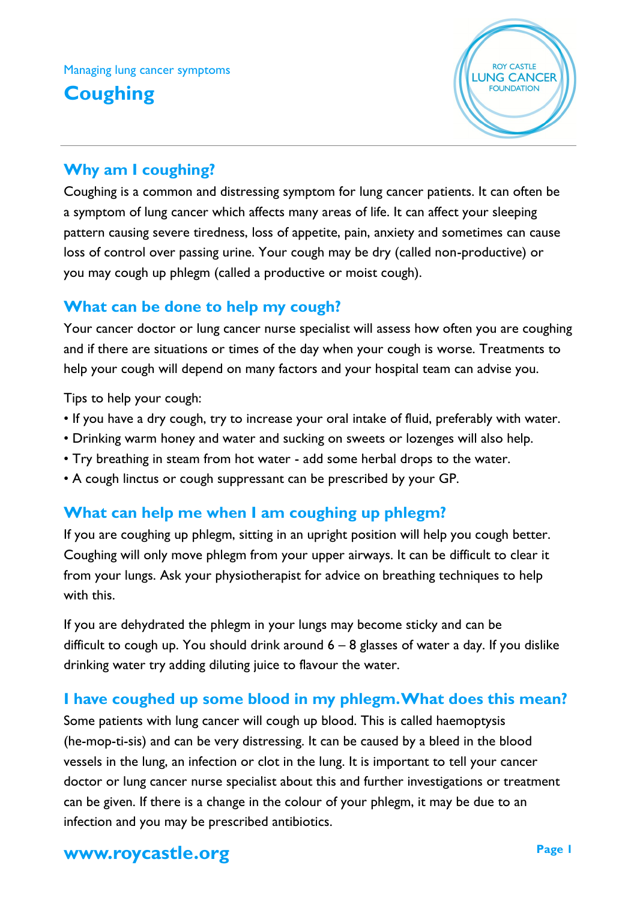Managing lung cancer symptoms

# Coughing

ROY CASTLE LUNG CANCER FOUNDATION

## Why am I coughing?

Coughing is a common and distressing symptom for lung cancer patients. It can often be a symptom of lung cancer which affects many areas of life. It can affect your sleeping pattern causing severe tiredness, loss of appetite, pain, anxiety and sometimes can cause loss of control over passing urine. Your cough may be dry (called non-productive) or you may cough up phlegm (called a productive or moist cough).

## What can be done to help my cough?

Your cancer doctor or lung cancer nurse specialist will assess how often you are coughing and if there are situations or times of the day when your cough is worse. Treatments to help your cough will depend on many factors and your hospital team can advise you.

Tips to help your cough:

- If you have a dry cough, try to increase your oral intake of fluid, preferably with water.
- Drinking warm honey and water and sucking on sweets or lozenges will also help.
- Try breathing in steam from hot water - add some herbal drops to the water.
- A cough linctus or cough suppressant can be prescribed by your GP.

## What can help me when I am coughing up phlegm?

If you are coughing up phlegm, sitting in an upright position will help you cough better. Coughing will only move phlegm from your upper airways. It can be difficult to clear it from your lungs. Ask your physiotherapist for advice on breathing techniques to help with this.

If you are dehydrated the phlegm in your lungs may become sticky and can be difficult to cough up. You should drink around 6 – 8 glasses of water a day. If you dislike drinking water try adding diluting juice to flavour the water.

## I have coughed up some blood in my phlegm. What does this mean?

Some patients with lung cancer will cough up blood. This is called haemoptysis (he-mop-ti-sis) and can be very distressing. It can be caused by a bleed in the blood vessels in the lung, an infection or clot in the lung. It is important to tell your cancer doctor or lung cancer nurse specialist about this and further investigations or treatment can be given. If there is a change in the colour of your phlegm, it may be due to an infection and you may be prescribed antibiotics.

www.roycastle.org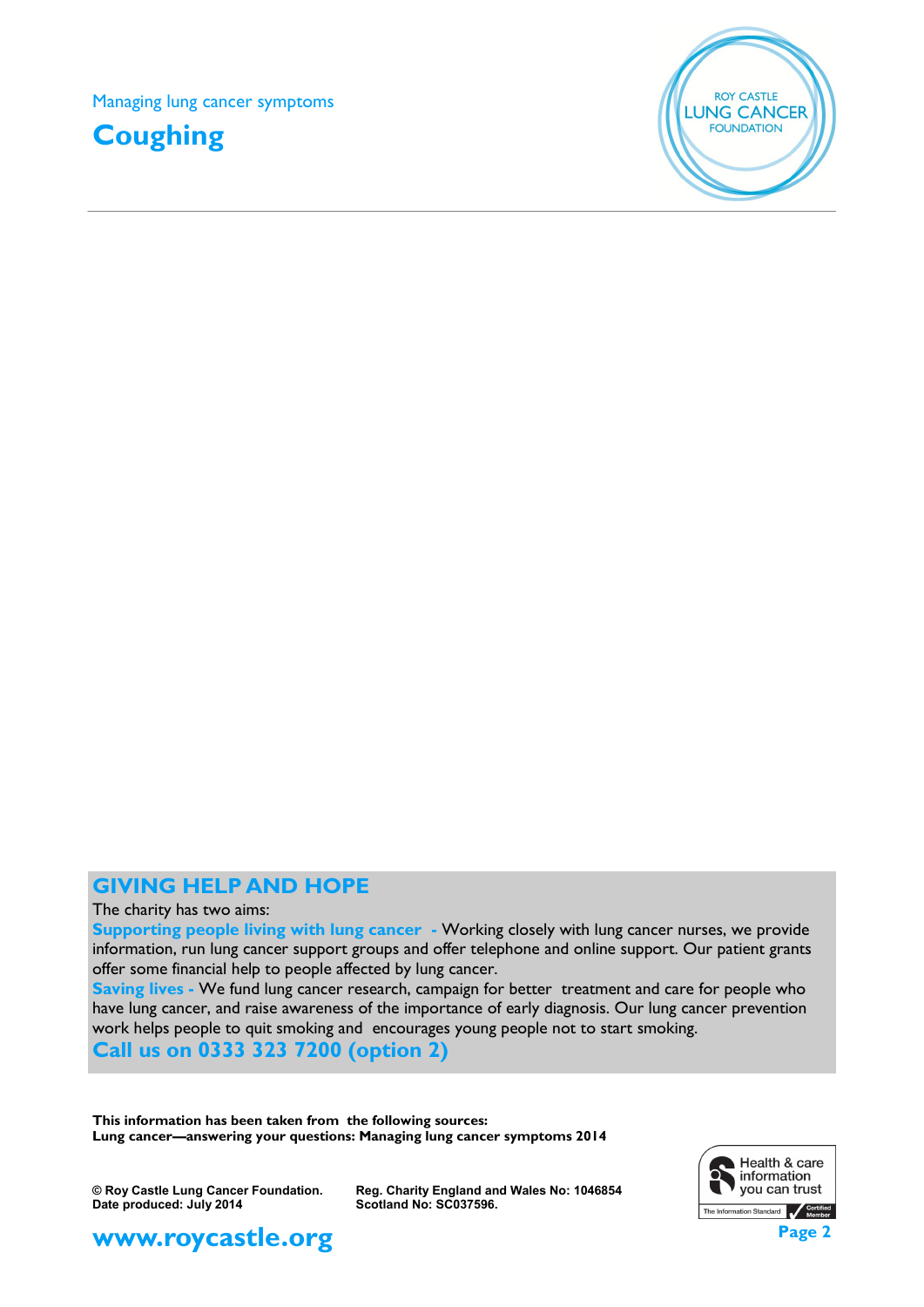## GIVING HELP AND HOPE

The charity has two aims:

**Supporting people living with lung cancer -** Working closely with lung cancer nurses, we provide information, run lung cancer support groups and offer telephone and online support. Our patient grants offer some financial help to people affected by lung cancer.

**Saving lives -** We fund lung cancer research, campaign for better treatment and care for people who have lung cancer, and raise awareness of the importance of early diagnosis. Our lung cancer prevention work helps people to quit smoking and encourages young people not to start smoking.

**Call us on 0333 323 7200 (option 2)**

**This information has been taken from the following sources:**
**Lung cancer—answering your questions: Managing lung cancer symptoms 2014**

**© Roy Castle Lung Cancer Foundation.**
**Date produced: July 2014**

**Reg. Charity England and Wales No: 1046854**
**Scotland No: SC037596.**

Health & care information you can trust
The Information Standard — Certified Member

**www.roycastle.org**